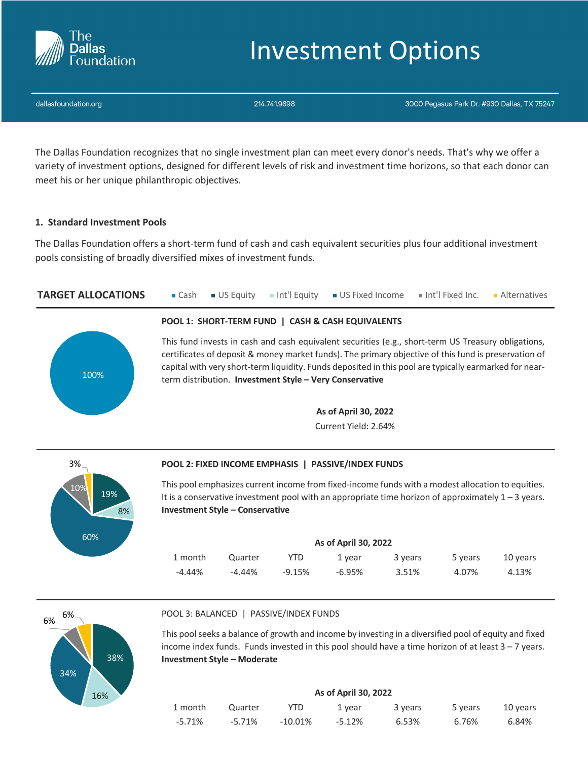# Investment Options

dallasfoundation.org | 214.741.9898 | 3000 Pegasus Park Dr. #930 Dallas, TX 75247

The Dallas Foundation recognizes that no single investment plan can meet every donor's needs. That's why we offer a variety of investment options, designed for different levels of risk and investment time horizons, so that each donor can meet his or her unique philanthropic objectives.

## 1. Standard Investment Pools

The Dallas Foundation offers a short-term fund of cash and cash equivalent securities plus four additional investment pools consisting of broadly diversified mixes of investment funds.

**TARGET ALLOCATIONS** — Cash | US Equity | Int'l Equity | US Fixed Income | Int'l Fixed Inc. | Alternatives

### POOL 1: SHORT-TERM FUND | CASH & CASH EQUIVALENTS

Target allocation: 100%

This fund invests in cash and cash equivalent securities (e.g., short-term US Treasury obligations, certificates of deposit & money market funds). The primary objective of this fund is preservation of capital with very short-term liquidity. Funds deposited in this pool are typically earmarked for near-term distribution. **Investment Style – Very Conservative**

**As of April 30, 2022**

Current Yield: 2.64%

### POOL 2: FIXED INCOME EMPHASIS | PASSIVE/INDEX FUNDS

Target allocation: 19%, 8%, 60%, 10%, 3%

This pool emphasizes current income from fixed-income funds with a modest allocation to equities. It is a conservative investment pool with an appropriate time horizon of approximately 1 – 3 years. **Investment Style – Conservative**

**As of April 30, 2022**

| 1 month | Quarter | YTD | 1 year | 3 years | 5 years | 10 years |
|---|---|---|---|---|---|---|
| -4.44% | -4.44% | -9.15% | -6.95% | 3.51% | 4.07% | 4.13% |

### POOL 3: BALANCED | PASSIVE/INDEX FUNDS

Target allocation: 38%, 16%, 34%, 6%, 6%

This pool seeks a balance of growth and income by investing in a diversified pool of equity and fixed income index funds. Funds invested in this pool should have a time horizon of at least 3 – 7 years. **Investment Style – Moderate**

**As of April 30, 2022**

| 1 month | Quarter | YTD | 1 year | 3 years | 5 years | 10 years |
|---|---|---|---|---|---|---|
| -5.71% | -5.71% | -10.01% | -5.12% | 6.53% | 6.76% | 6.84% |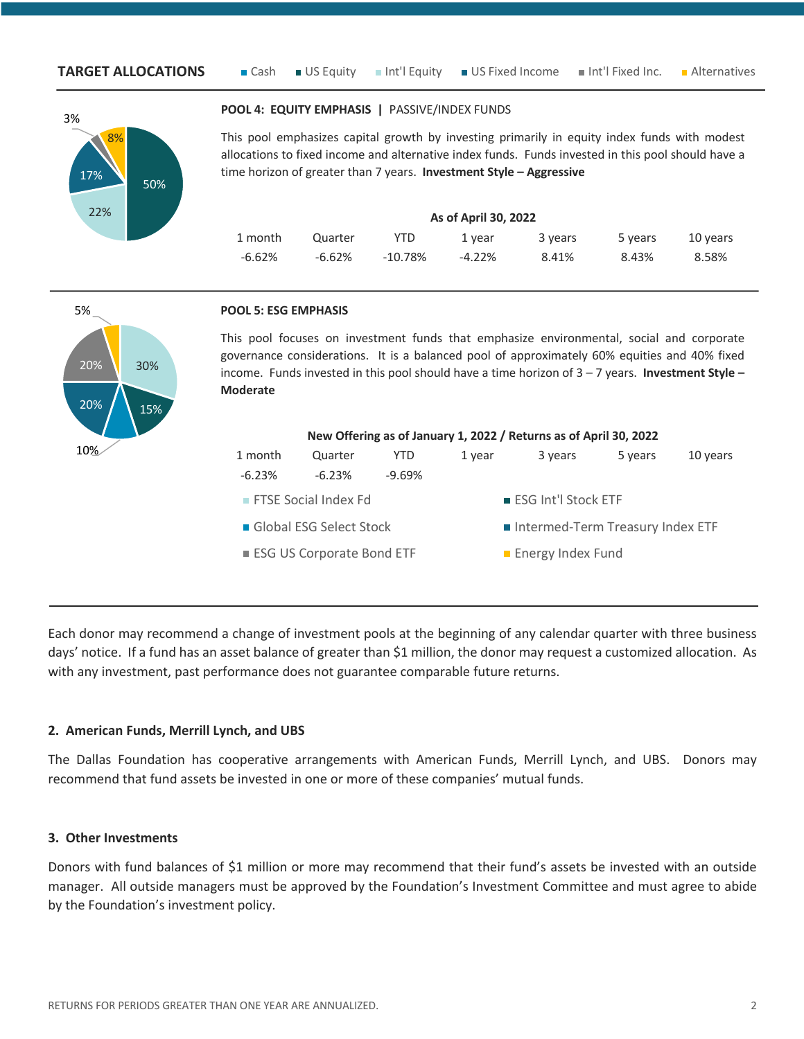## TARGET ALLOCATIONS

Cash | US Equity | Int'l Equity | US Fixed Income | Int'l Fixed Inc. | Alternatives

3%
8%
17%
50%
22%

### POOL 4: EQUITY EMPHASIS | PASSIVE/INDEX FUNDS

This pool emphasizes capital growth by investing primarily in equity index funds with modest allocations to fixed income and alternative index funds. Funds invested in this pool should have a time horizon of greater than 7 years. **Investment Style – Aggressive**

**As of April 30, 2022**

| 1 month | Quarter | YTD | 1 year | 3 years | 5 years | 10 years |
|---|---|---|---|---|---|---|
| -6.62% | -6.62% | -10.78% | -4.22% | 8.41% | 8.43% | 8.58% |

5%
20%
30%
20%
15%
10%

### POOL 5: ESG EMPHASIS

This pool focuses on investment funds that emphasize environmental, social and corporate governance considerations. It is a balanced pool of approximately 60% equities and 40% fixed income. Funds invested in this pool should have a time horizon of 3 – 7 years. **Investment Style – Moderate**

**New Offering as of January 1, 2022 / Returns as of April 30, 2022**

| 1 month | Quarter | YTD | 1 year | 3 years | 5 years | 10 years |
|---|---|---|---|---|---|---|
| -6.23% | -6.23% | -9.69% | | | | |

FTSE Social Index Fd | ESG Int'l Stock ETF
Global ESG Select Stock | Intermed-Term Treasury Index ETF
ESG US Corporate Bond ETF | Energy Index Fund

Each donor may recommend a change of investment pools at the beginning of any calendar quarter with three business days' notice. If a fund has an asset balance of greater than $1 million, the donor may request a customized allocation. As with any investment, past performance does not guarantee comparable future returns.

### 2. American Funds, Merrill Lynch, and UBS

The Dallas Foundation has cooperative arrangements with American Funds, Merrill Lynch, and UBS. Donors may recommend that fund assets be invested in one or more of these companies' mutual funds.

### 3. Other Investments

Donors with fund balances of $1 million or more may recommend that their fund's assets be invested with an outside manager. All outside managers must be approved by the Foundation's Investment Committee and must agree to abide by the Foundation's investment policy.

RETURNS FOR PERIODS GREATER THAN ONE YEAR ARE ANNUALIZED.